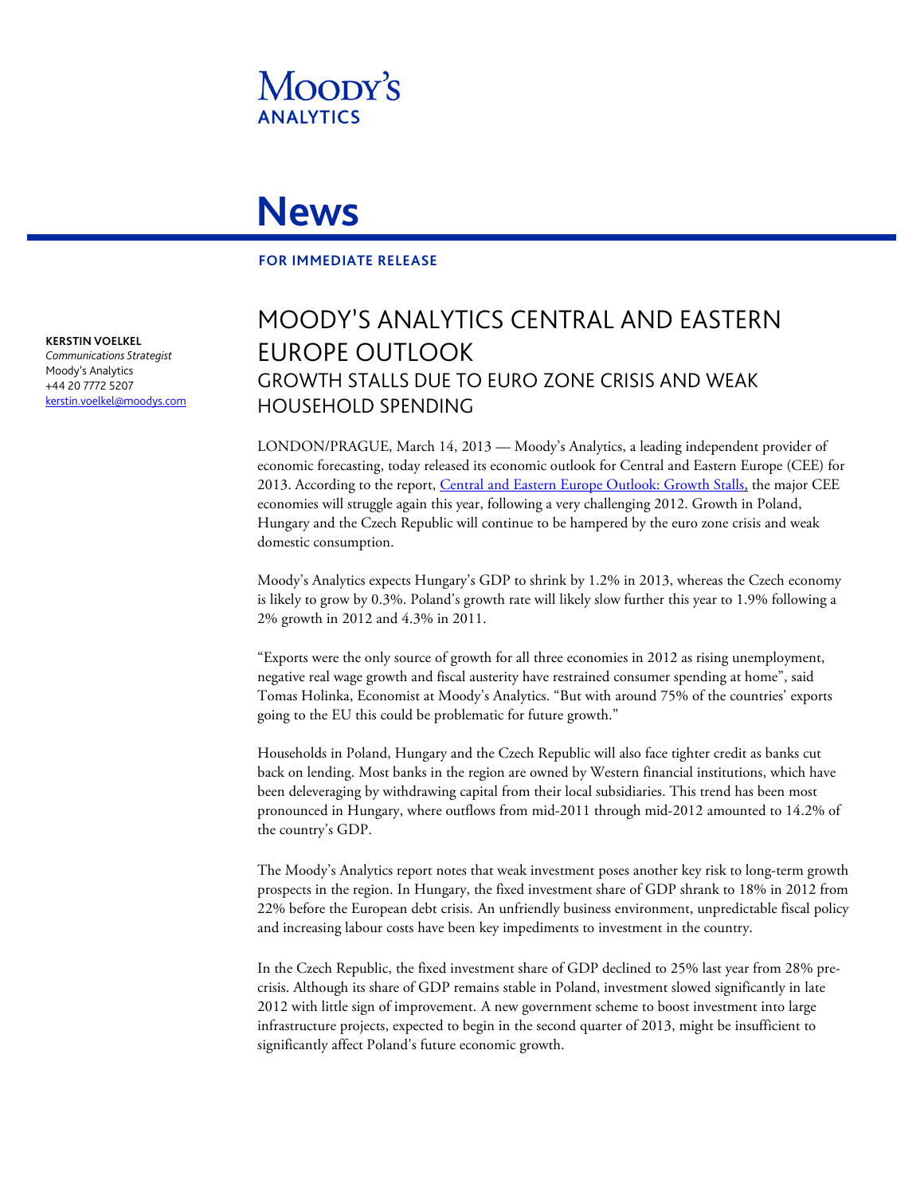Moody's Analytics

# News

**FOR IMMEDIATE RELEASE**

**KERSTIN VOELKEL**
*Communications Strategist*
Moody's Analytics
+44 20 7772 5207
kerstin.voelkel@moodys.com

# MOODY'S ANALYTICS CENTRAL AND EASTERN EUROPE OUTLOOK

## GROWTH STALLS DUE TO EURO ZONE CRISIS AND WEAK HOUSEHOLD SPENDING

LONDON/PRAGUE, March 14, 2013 — Moody's Analytics, a leading independent provider of economic forecasting, today released its economic outlook for Central and Eastern Europe (CEE) for 2013. According to the report, Central and Eastern Europe Outlook: Growth Stalls, the major CEE economies will struggle again this year, following a very challenging 2012. Growth in Poland, Hungary and the Czech Republic will continue to be hampered by the euro zone crisis and weak domestic consumption.

Moody's Analytics expects Hungary's GDP to shrink by 1.2% in 2013, whereas the Czech economy is likely to grow by 0.3%. Poland's growth rate will likely slow further this year to 1.9% following a 2% growth in 2012 and 4.3% in 2011.

"Exports were the only source of growth for all three economies in 2012 as rising unemployment, negative real wage growth and fiscal austerity have restrained consumer spending at home", said Tomas Holinka, Economist at Moody's Analytics. "But with around 75% of the countries' exports going to the EU this could be problematic for future growth."

Households in Poland, Hungary and the Czech Republic will also face tighter credit as banks cut back on lending. Most banks in the region are owned by Western financial institutions, which have been deleveraging by withdrawing capital from their local subsidiaries. This trend has been most pronounced in Hungary, where outflows from mid-2011 through mid-2012 amounted to 14.2% of the country's GDP.

The Moody's Analytics report notes that weak investment poses another key risk to long-term growth prospects in the region. In Hungary, the fixed investment share of GDP shrank to 18% in 2012 from 22% before the European debt crisis. An unfriendly business environment, unpredictable fiscal policy and increasing labour costs have been key impediments to investment in the country.

In the Czech Republic, the fixed investment share of GDP declined to 25% last year from 28% pre-crisis. Although its share of GDP remains stable in Poland, investment slowed significantly in late 2012 with little sign of improvement. A new government scheme to boost investment into large infrastructure projects, expected to begin in the second quarter of 2013, might be insufficient to significantly affect Poland's future economic growth.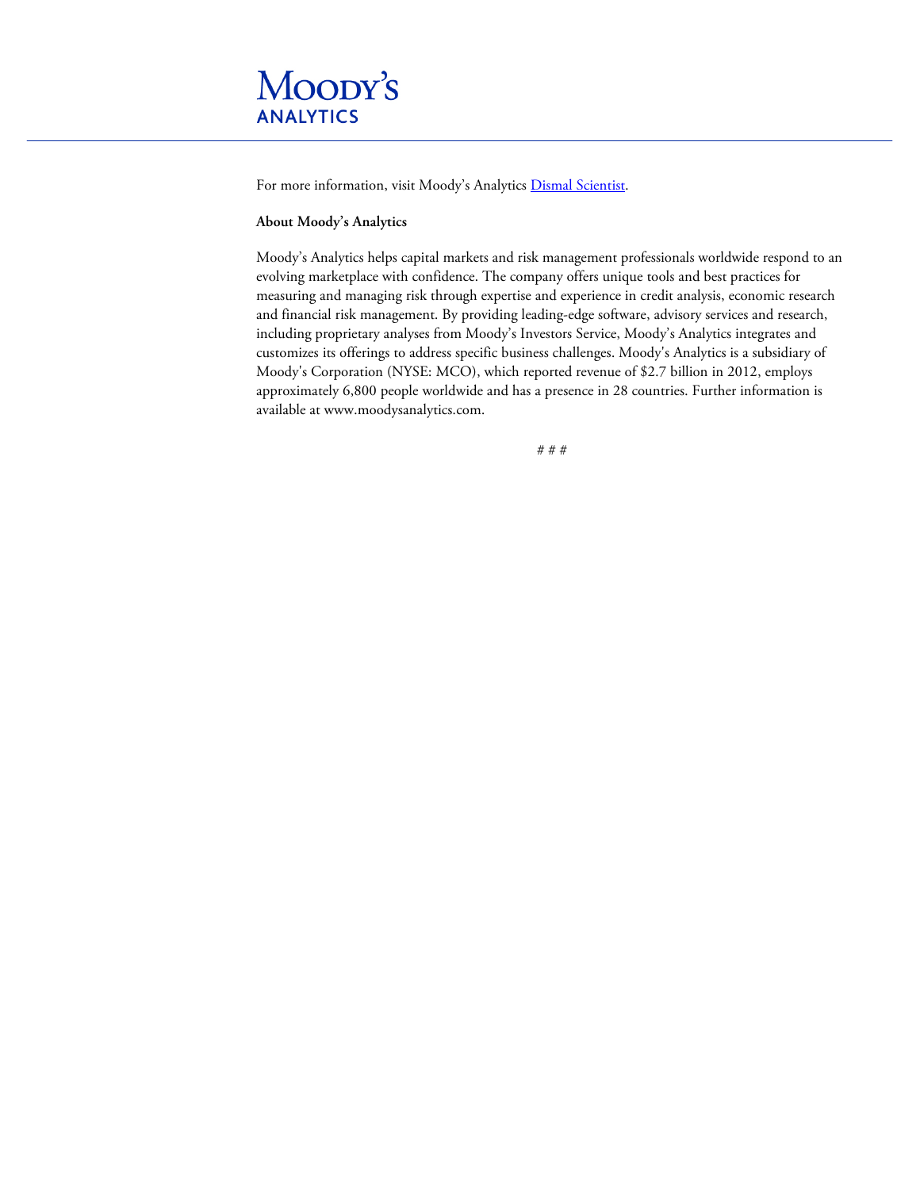For more information, visit Moody's Analytics Dismal Scientist.

**About Moody's Analytics**

Moody's Analytics helps capital markets and risk management professionals worldwide respond to an evolving marketplace with confidence. The company offers unique tools and best practices for measuring and managing risk through expertise and experience in credit analysis, economic research and financial risk management. By providing leading-edge software, advisory services and research, including proprietary analyses from Moody's Investors Service, Moody's Analytics integrates and customizes its offerings to address specific business challenges. Moody's Analytics is a subsidiary of Moody's Corporation (NYSE: MCO), which reported revenue of $2.7 billion in 2012, employs approximately 6,800 people worldwide and has a presence in 28 countries. Further information is available at www.moodysanalytics.com.

# # #